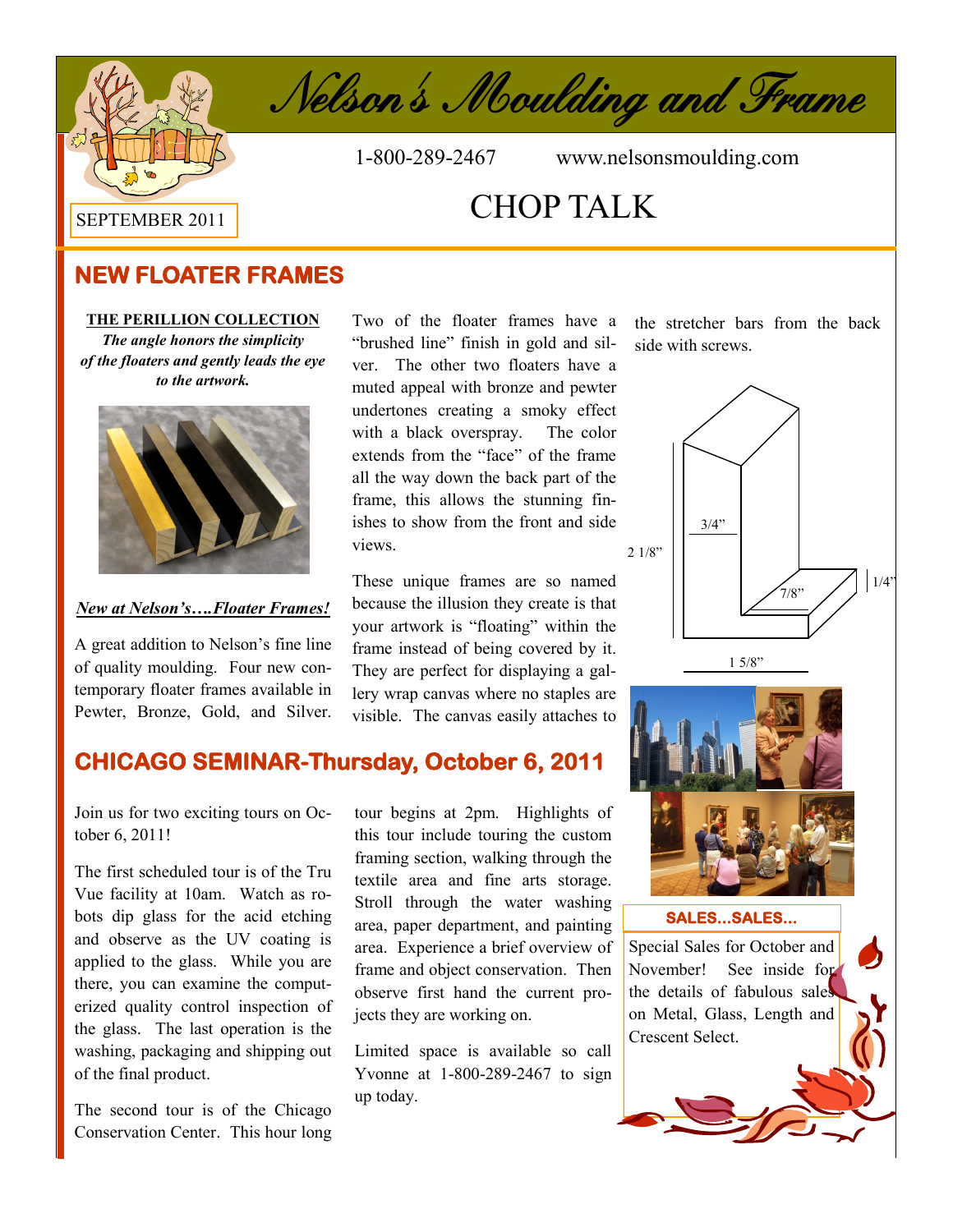# Nelson's Moulding and Frame

1-800-289-2467 www.nelsonsmoulding.com

SEPTEMBER 2011

# CHOP TALK

## NEW FLOATER FRAMES

**THE PERILLION COLLECTION**

***The angle honors the simplicity of the floaters and gently leads the eye to the artwork.***

***New at Nelson's….Floater Frames!***

A great addition to Nelson's fine line of quality moulding. Four new contemporary floater frames available in Pewter, Bronze, Gold, and Silver.

Two of the floater frames have a "brushed line" finish in gold and silver. The other two floaters have a muted appeal with bronze and pewter undertones creating a smoky effect with a black overspray. The color extends from the "face" of the frame all the way down the back part of the frame, this allows the stunning finishes to show from the front and side views.

These unique frames are so named because the illusion they create is that your artwork is "floating" within the frame instead of being covered by it. They are perfect for displaying a gallery wrap canvas where no staples are visible. The canvas easily attaches to the stretcher bars from the back side with screws.

2 1/8" 3/4" 7/8" 1/4" 1 5/8"

## CHICAGO SEMINAR-Thursday, October 6, 2011

Join us for two exciting tours on October 6, 2011!

The first scheduled tour is of the Tru Vue facility at 10am. Watch as robots dip glass for the acid etching and observe as the UV coating is applied to the glass. While you are there, you can examine the computerized quality control inspection of the glass. The last operation is the washing, packaging and shipping out of the final product.

The second tour is of the Chicago Conservation Center. This hour long tour begins at 2pm. Highlights of this tour include touring the custom framing section, walking through the textile area and fine arts storage. Stroll through the water washing area, paper department, and painting area. Experience a brief overview of frame and object conservation. Then observe first hand the current projects they are working on.

Limited space is available so call Yvonne at 1-800-289-2467 to sign up today.

### SALES...SALES...

Special Sales for October and November! See inside for the details of fabulous sales on Metal, Glass, Length and Crescent Select.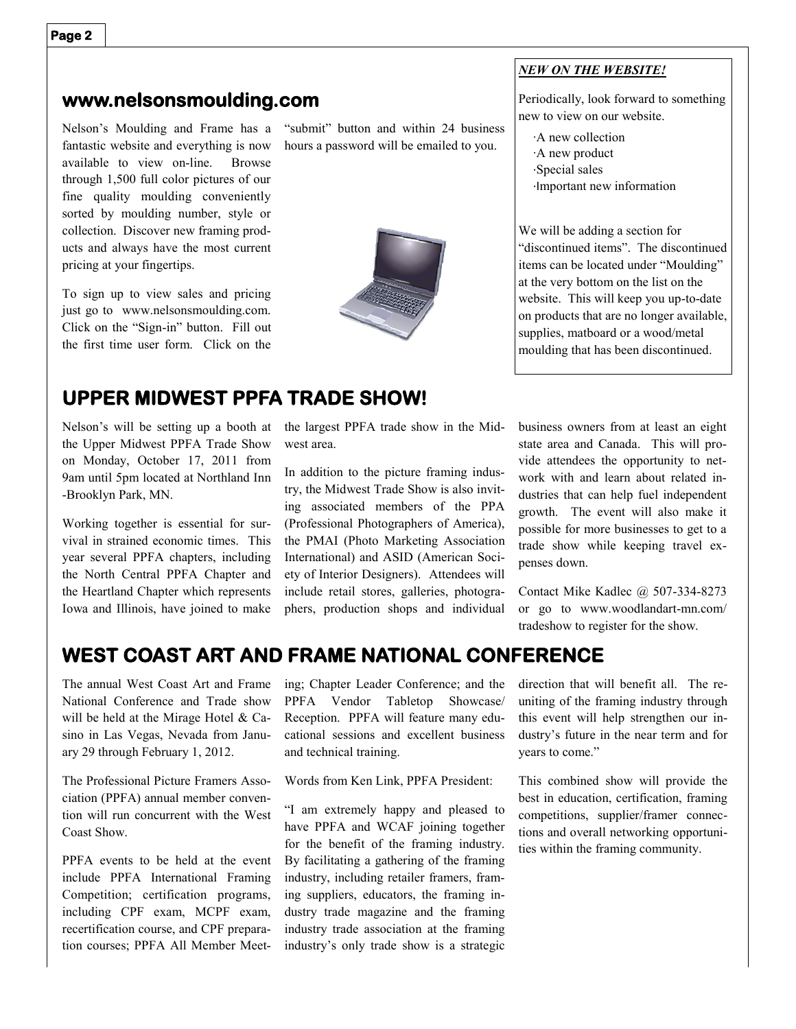## www.nelsonsmoulding.com

Nelson's Moulding and Frame has a fantastic website and everything is now available to view on-line. Browse through 1,500 full color pictures of our fine quality moulding conveniently sorted by moulding number, style or collection. Discover new framing products and always have the most current pricing at your fingertips.

To sign up to view sales and pricing just go to www.nelsonsmoulding.com. Click on the "Sign-in" button. Fill out the first time user form. Click on the "submit" button and within 24 business hours a password will be emailed to you.

***NEW ON THE WEBSITE!***

Periodically, look forward to something new to view on our website.

- A new collection
- A new product
- Special sales
- Important new information

We will be adding a section for "discontinued items". The discontinued items can be located under "Moulding" at the very bottom on the list on the website. This will keep you up-to-date on products that are no longer available, supplies, matboard or a wood/metal moulding that has been discontinued.

## UPPER MIDWEST PPFA TRADE SHOW!

Nelson's will be setting up a booth at the Upper Midwest PPFA Trade Show on Monday, October 17, 2011 from 9am until 5pm located at Northland Inn -Brooklyn Park, MN.

Working together is essential for survival in strained economic times. This year several PPFA chapters, including the North Central PPFA Chapter and the Heartland Chapter which represents Iowa and Illinois, have joined to make the largest PPFA trade show in the Midwest area.

In addition to the picture framing industry, the Midwest Trade Show is also inviting associated members of the PPA (Professional Photographers of America), the PMAI (Photo Marketing Association International) and ASID (American Society of Interior Designers). Attendees will include retail stores, galleries, photographers, production shops and individual business owners from at least an eight state area and Canada. This will provide attendees the opportunity to network with and learn about related industries that can help fuel independent growth. The event will also make it possible for more businesses to get to a trade show while keeping travel expenses down.

Contact Mike Kadlec @ 507-334-8273 or go to www.woodlandart-mn.com/tradeshow to register for the show.

## WEST COAST ART AND FRAME NATIONAL CONFERENCE

The annual West Coast Art and Frame National Conference and Trade show will be held at the Mirage Hotel & Casino in Las Vegas, Nevada from January 29 through February 1, 2012.

The Professional Picture Framers Association (PPFA) annual member convention will run concurrent with the West Coast Show.

PPFA events to be held at the event include PPFA International Framing Competition; certification programs, including CPF exam, MCPF exam, recertification course, and CPF preparation courses; PPFA All Member Meeting; Chapter Leader Conference; and the PPFA Vendor Tabletop Showcase/Reception. PPFA will feature many educational sessions and excellent business and technical training.

Words from Ken Link, PPFA President:

"I am extremely happy and pleased to have PPFA and WCAF joining together for the benefit of the framing industry. By facilitating a gathering of the framing industry, including retailer framers, framing suppliers, educators, the framing industry trade magazine and the framing industry trade association at the framing industry's only trade show is a strategic direction that will benefit all. The reuniting of the framing industry through this event will help strengthen our industry's future in the near term and for years to come."

This combined show will provide the best in education, certification, framing competitions, supplier/framer connections and overall networking opportunities within the framing community.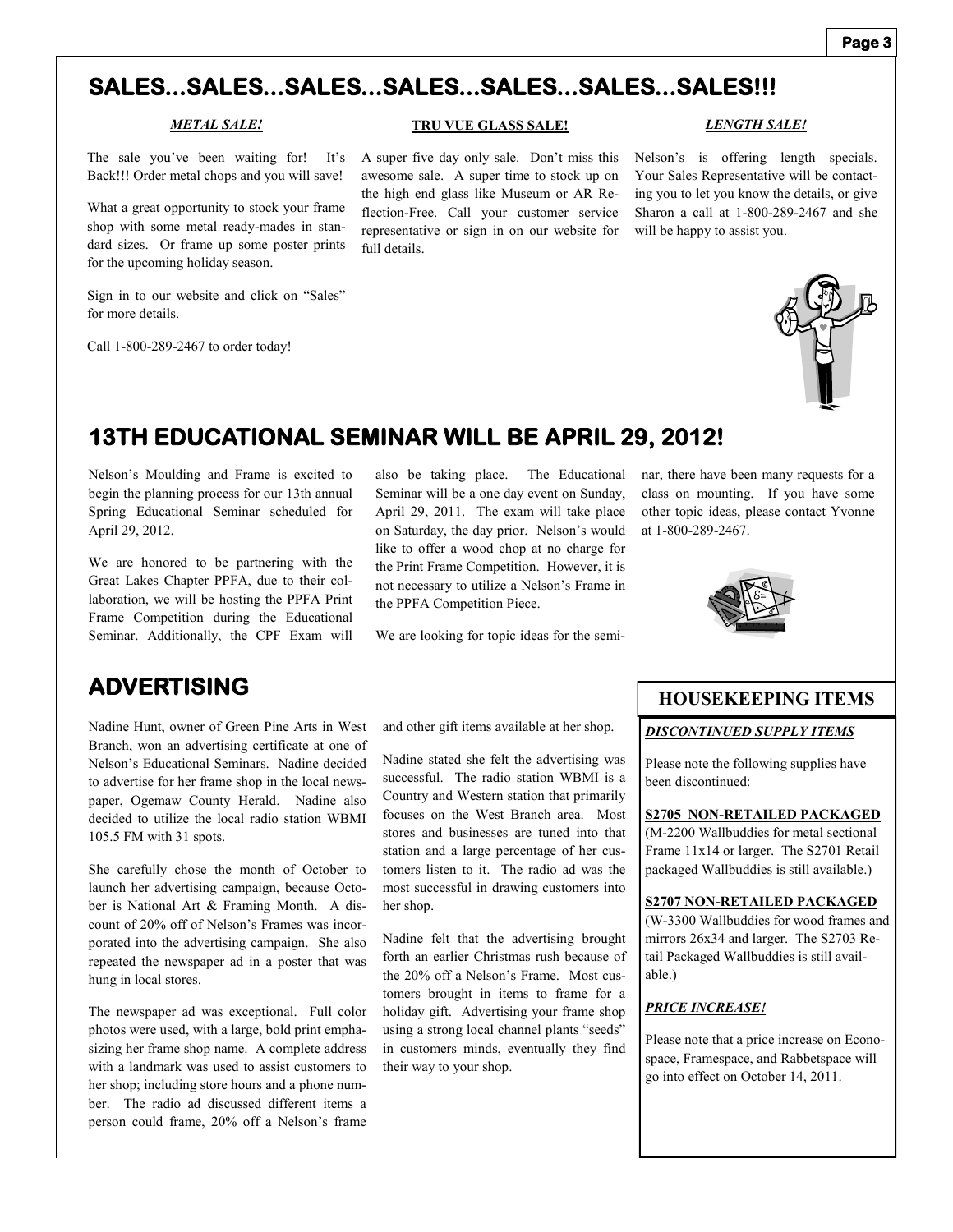# SALES…SALES…SALES…SALES…SALES…SALES…SALES!!!

### *METAL SALE!*

The sale you've been waiting for! It's Back!!! Order metal chops and you will save!

What a great opportunity to stock your frame shop with some metal ready-mades in standard sizes. Or frame up some poster prints for the upcoming holiday season.

Sign in to our website and click on "Sales" for more details.

Call 1-800-289-2467 to order today!

### TRU VUE GLASS SALE!

A super five day only sale. Don't miss this awesome sale. A super time to stock up on the high end glass like Museum or AR Reflection-Free. Call your customer service representative or sign in on our website for full details.

### *LENGTH SALE!*

Nelson's is offering length specials. Your Sales Representative will be contacting you to let you know the details, or give Sharon a call at 1-800-289-2467 and she will be happy to assist you.

# 13TH EDUCATIONAL SEMINAR WILL BE APRIL 29, 2012!

Nelson's Moulding and Frame is excited to begin the planning process for our 13th annual Spring Educational Seminar scheduled for April 29, 2012.

We are honored to be partnering with the Great Lakes Chapter PPFA, due to their collaboration, we will be hosting the PPFA Print Frame Competition during the Educational Seminar. Additionally, the CPF Exam will also be taking place. The Educational Seminar will be a one day event on Sunday, April 29, 2011. The exam will take place on Saturday, the day prior. Nelson's would like to offer a wood chop at no charge for the Print Frame Competition. However, it is not necessary to utilize a Nelson's Frame in the PPFA Competition Piece.

We are looking for topic ideas for the seminar, there have been many requests for a class on mounting. If you have some other topic ideas, please contact Yvonne at 1-800-289-2467.

# ADVERTISING

Nadine Hunt, owner of Green Pine Arts in West Branch, won an advertising certificate at one of Nelson's Educational Seminars. Nadine decided to advertise for her frame shop in the local newspaper, Ogemaw County Herald. Nadine also decided to utilize the local radio station WBMI 105.5 FM with 31 spots.

She carefully chose the month of October to launch her advertising campaign, because October is National Art & Framing Month. A discount of 20% off of Nelson's Frames was incorporated into the advertising campaign. She also repeated the newspaper ad in a poster that was hung in local stores.

The newspaper ad was exceptional. Full color photos were used, with a large, bold print emphasizing her frame shop name. A complete address with a landmark was used to assist customers to her shop; including store hours and a phone number. The radio ad discussed different items a person could frame, 20% off a Nelson's frame and other gift items available at her shop.

Nadine stated she felt the advertising was successful. The radio station WBMI is a Country and Western station that primarily focuses on the West Branch area. Most stores and businesses are tuned into that station and a large percentage of her customers listen to it. The radio ad was the most successful in drawing customers into her shop.

Nadine felt that the advertising brought forth an earlier Christmas rush because of the 20% off a Nelson's Frame. Most customers brought in items to frame for a holiday gift. Advertising your frame shop using a strong local channel plants "seeds" in customers minds, eventually they find their way to your shop.

## HOUSEKEEPING ITEMS

### *DISCONTINUED SUPPLY ITEMS*

Please note the following supplies have been discontinued:

**S2705 NON-RETAILED PACKAGED**
(M-2200 Wallbuddies for metal sectional Frame 11x14 or larger. The S2701 Retail packaged Wallbuddies is still available.)

**S2707 NON-RETAILED PACKAGED**
(W-3300 Wallbuddies for wood frames and mirrors 26x34 and larger. The S2703 Retail Packaged Wallbuddies is still available.)

### *PRICE INCREASE!*

Please note that a price increase on Econospace, Framespace, and Rabbetspace will go into effect on October 14, 2011.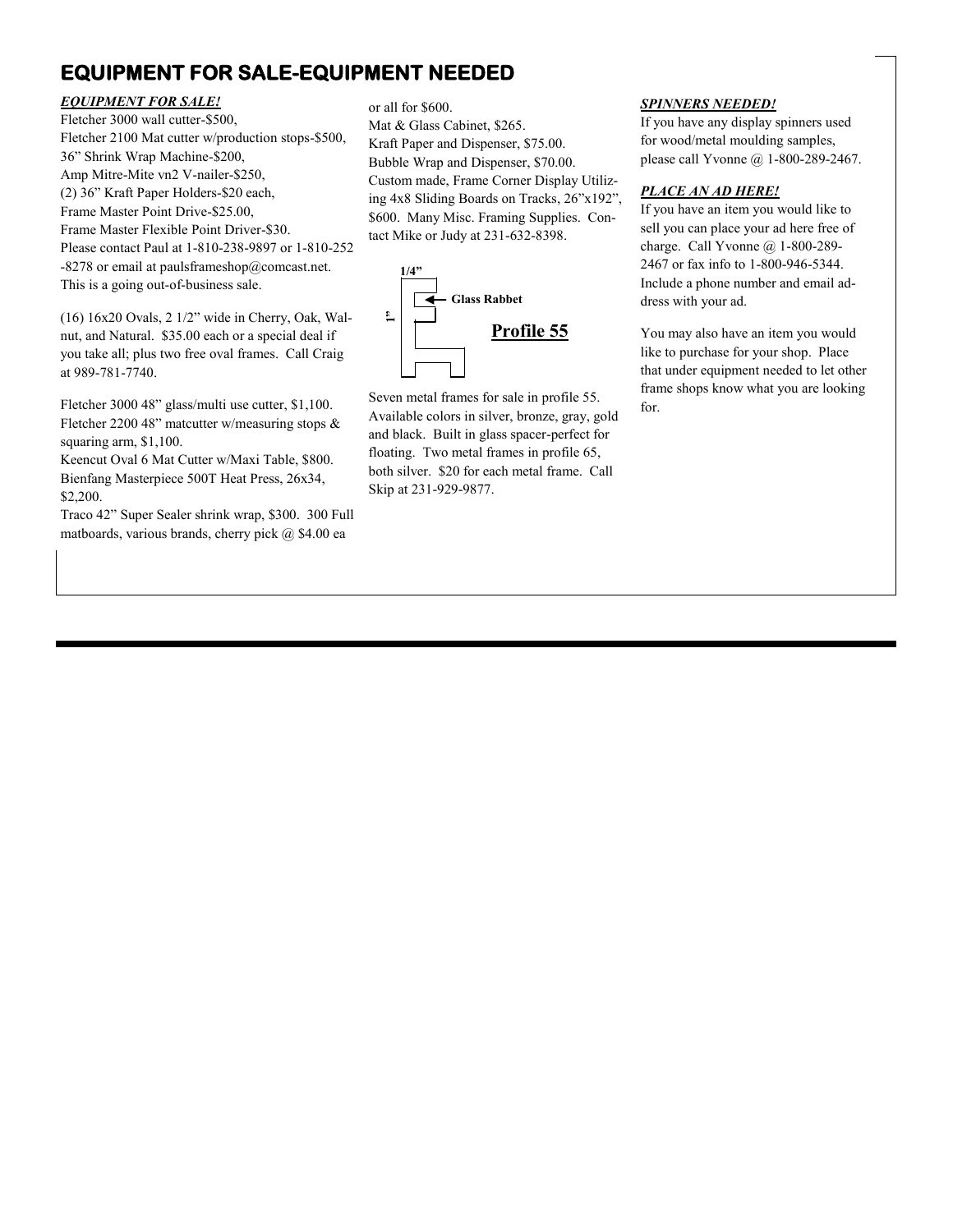# EQUIPMENT FOR SALE-EQUIPMENT NEEDED

***EQUIPMENT FOR SALE!***

Fletcher 3000 wall cutter-$500,
Fletcher 2100 Mat cutter w/production stops-$500,
36" Shrink Wrap Machine-$200,
Amp Mitre-Mite vn2 V-nailer-$250,
(2) 36" Kraft Paper Holders-$20 each,
Frame Master Point Drive-$25.00,
Frame Master Flexible Point Driver-$30.
Please contact Paul at 1-810-238-9897 or 1-810-252-8278 or email at paulsframeshop@comcast.net. This is a going out-of-business sale.

(16) 16x20 Ovals, 2 1/2" wide in Cherry, Oak, Walnut, and Natural. $35.00 each or a special deal if you take all; plus two free oval frames. Call Craig at 989-781-7740.

Fletcher 3000 48" glass/multi use cutter, $1,100.
Fletcher 2200 48" matcutter w/measuring stops & squaring arm, $1,100.
Keencut Oval 6 Mat Cutter w/Maxi Table, $800.
Bienfang Masterpiece 500T Heat Press, 26x34, $2,200.
Traco 42" Super Sealer shrink wrap, $300. 300 Full matboards, various brands, cherry pick @ $4.00 ea or all for $600.
Mat & Glass Cabinet, $265.
Kraft Paper and Dispenser, $75.00.
Bubble Wrap and Dispenser, $70.00.
Custom made, Frame Corner Display Utilizing 4x8 Sliding Boards on Tracks, 26"x192", $600. Many Misc. Framing Supplies. Contact Mike or Judy at 231-632-8398.

1/4"
Glass Rabbet
1"
**Profile 55**

Seven metal frames for sale in profile 55. Available colors in silver, bronze, gray, gold and black. Built in glass spacer-perfect for floating. Two metal frames in profile 65, both silver. $20 for each metal frame. Call Skip at 231-929-9877.

***SPINNERS NEEDED!***

If you have any display spinners used for wood/metal moulding samples, please call Yvonne @ 1-800-289-2467.

***PLACE AN AD HERE!***

If you have an item you would like to sell you can place your ad here free of charge. Call Yvonne @ 1-800-289-2467 or fax info to 1-800-946-5344. Include a phone number and email address with your ad.

You may also have an item you would like to purchase for your shop. Place that under equipment needed to let other frame shops know what you are looking for.